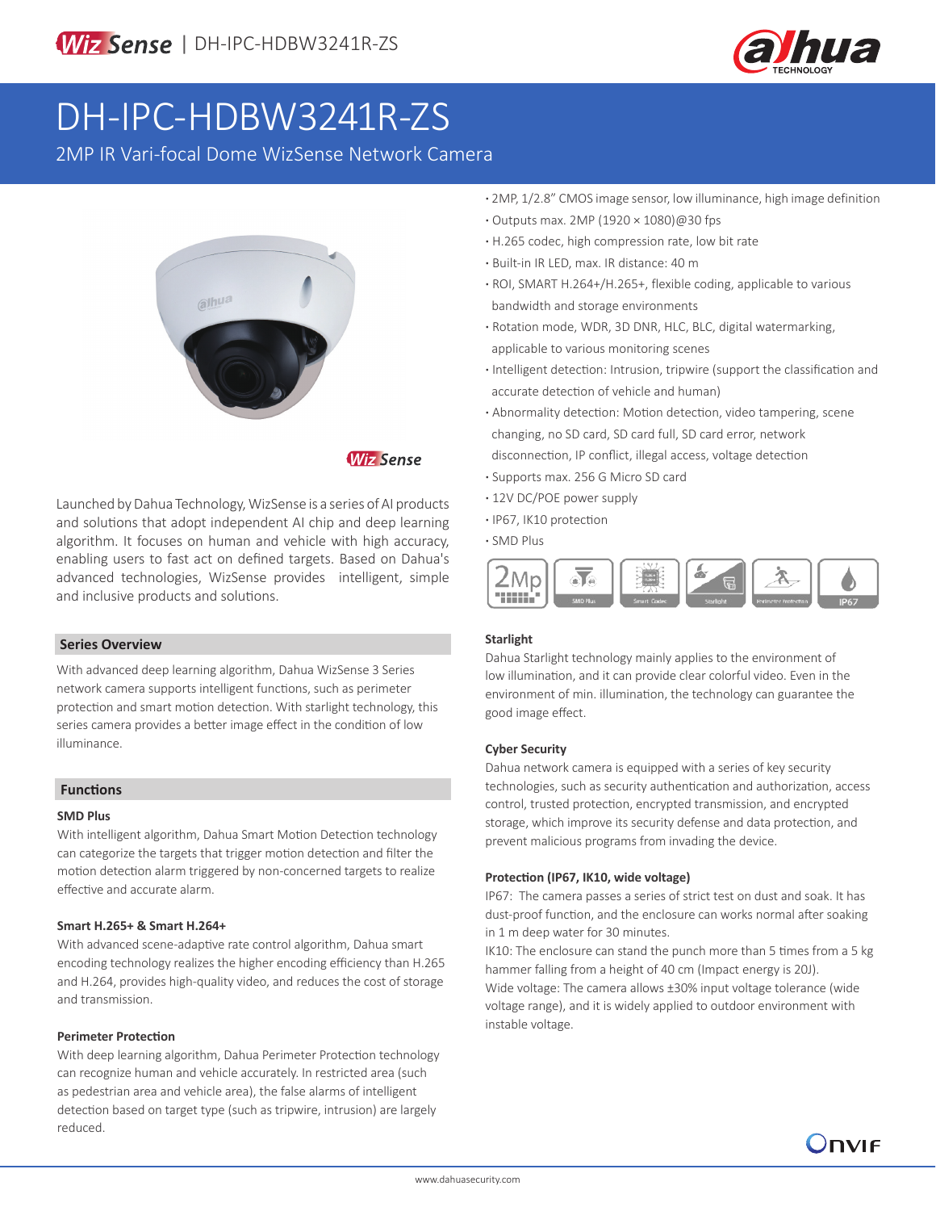WizSense | DH-IPC-HDBW3241R-ZS

# DH-IPC-HDBW3241R-ZS

2MP IR Vari-focal Dome WizSense Network Camera

- 2MP, 1/2.8" CMOS image sensor, low illuminance, high image definition
- Outputs max. 2MP (1920 × 1080)@30 fps
- H.265 codec, high compression rate, low bit rate
- Built-in IR LED, max. IR distance: 40 m
- ROI, SMART H.264+/H.265+, flexible coding, applicable to various bandwidth and storage environments
- Rotation mode, WDR, 3D DNR, HLC, BLC, digital watermarking, applicable to various monitoring scenes
- Intelligent detection: Intrusion, tripwire (support the classification and accurate detection of vehicle and human)
- Abnormality detection: Motion detection, video tampering, scene changing, no SD card, SD card full, SD card error, network disconnection, IP conflict, illegal access, voltage detection
- Supports max. 256 G Micro SD card
- 12V DC/POE power supply
- IP67, IK10 protection
- SMD Plus

Launched by Dahua Technology, WizSense is a series of AI products and solutions that adopt independent AI chip and deep learning algorithm. It focuses on human and vehicle with high accuracy, enabling users to fast act on defined targets. Based on Dahua's advanced technologies, WizSense provides intelligent, simple and inclusive products and solutions.

## Series Overview

With advanced deep learning algorithm, Dahua WizSense 3 Series network camera supports intelligent functions, such as perimeter protection and smart motion detection. With starlight technology, this series camera provides a better image effect in the condition of low illuminance.

## Functions

### SMD Plus

With intelligent algorithm, Dahua Smart Motion Detection technology can categorize the targets that trigger motion detection and filter the motion detection alarm triggered by non-concerned targets to realize effective and accurate alarm.

### Smart H.265+ & Smart H.264+

With advanced scene-adaptive rate control algorithm, Dahua smart encoding technology realizes the higher encoding efficiency than H.265 and H.264, provides high-quality video, and reduces the cost of storage and transmission.

### Perimeter Protection

With deep learning algorithm, Dahua Perimeter Protection technology can recognize human and vehicle accurately. In restricted area (such as pedestrian area and vehicle area), the false alarms of intelligent detection based on target type (such as tripwire, intrusion) are largely reduced.

### Starlight

Dahua Starlight technology mainly applies to the environment of low illumination, and it can provide clear colorful video. Even in the environment of min. illumination, the technology can guarantee the good image effect.

### Cyber Security

Dahua network camera is equipped with a series of key security technologies, such as security authentication and authorization, access control, trusted protection, encrypted transmission, and encrypted storage, which improve its security defense and data protection, and prevent malicious programs from invading the device.

### Protection (IP67, IK10, wide voltage)

IP67: The camera passes a series of strict test on dust and soak. It has dust-proof function, and the enclosure can works normal after soaking in 1 m deep water for 30 minutes.

IK10: The enclosure can stand the punch more than 5 times from a 5 kg hammer falling from a height of 40 cm (Impact energy is 20J).

Wide voltage: The camera allows ±30% input voltage tolerance (wide voltage range), and it is widely applied to outdoor environment with instable voltage.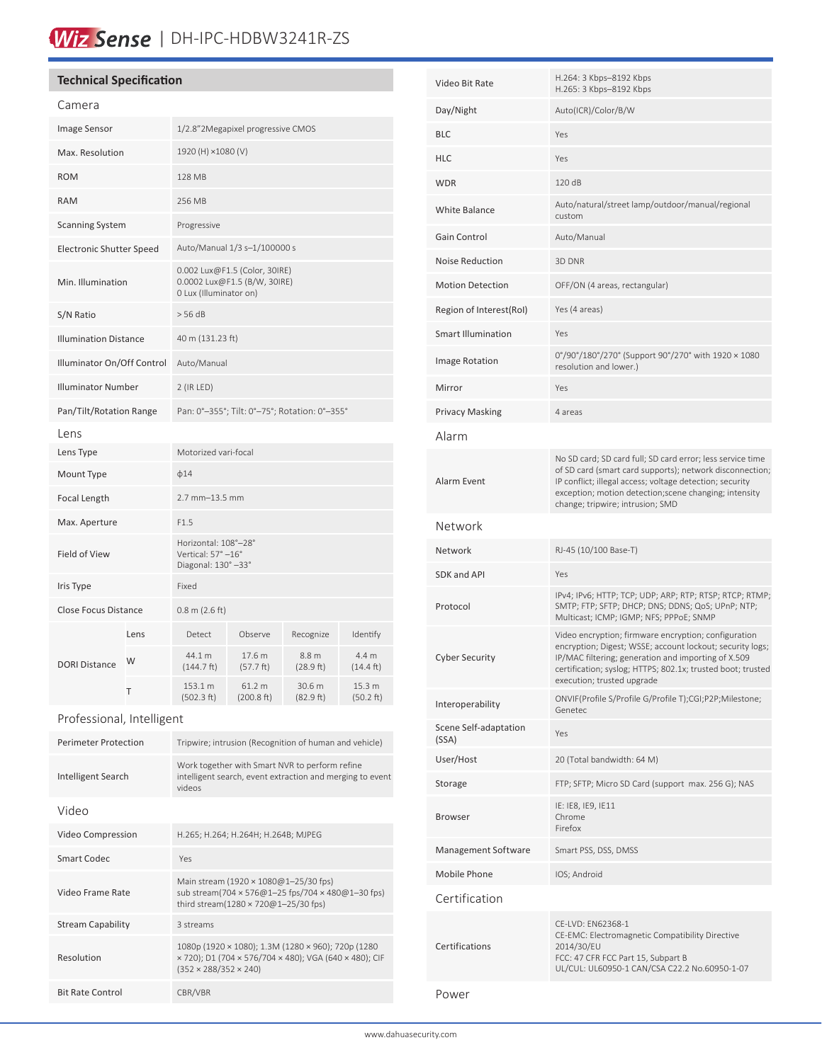# Wiz Sense | DH-IPC-HDBW3241R-ZS

## Technical Specification

### Camera

| | |
|---|---|
| Image Sensor | 1/2.8"2Megapixel progressive CMOS |
| Max. Resolution | 1920 (H) ×1080 (V) |
| ROM | 128 MB |
| RAM | 256 MB |
| Scanning System | Progressive |
| Electronic Shutter Speed | Auto/Manual 1/3 s–1/100000 s |
| Min. Illumination | 0.002 Lux@F1.5 (Color, 30IRE)<br>0.0002 Lux@F1.5 (B/W, 30IRE)<br>0 Lux (Illuminator on) |
| S/N Ratio | > 56 dB |
| Illumination Distance | 40 m (131.23 ft) |
| Illuminator On/Off Control | Auto/Manual |
| Illuminator Number | 2 (IR LED) |
| Pan/Tilt/Rotation Range | Pan: 0°–355°; Tilt: 0°–75°; Rotation: 0°–355° |

### Lens

| | | | | | |
|---|---|---|---|---|---|
| Lens Type | Motorized vari-focal | | | | |
| Mount Type | ϕ14 | | | | |
| Focal Length | 2.7 mm–13.5 mm | | | | |
| Max. Aperture | F1.5 | | | | |
| Field of View | Horizontal: 108°–28°<br>Vertical: 57° –16°<br>Diagonal: 130° –33° | | | | |
| Iris Type | Fixed | | | | |
| Close Focus Distance | 0.8 m (2.6 ft) | | | | |
| DORI Distance | Lens | Detect | Observe | Recognize | Identify |
| | W | 44.1 m (144.7 ft) | 17.6 m (57.7 ft) | 8.8 m (28.9 ft) | 4.4 m (14.4 ft) |
| | T | 153.1 m (502.3 ft) | 61.2 m (200.8 ft) | 30.6 m (82.9 ft) | 15.3 m (50.2 ft) |

### Professional, Intelligent

| | |
|---|---|
| Perimeter Protection | Tripwire; intrusion (Recognition of human and vehicle) |
| Intelligent Search | Work together with Smart NVR to perform refine intelligent search, event extraction and merging to event videos |

### Video

| | |
|---|---|
| Video Compression | H.265; H.264; H.264H; H.264B; MJPEG |
| Smart Codec | Yes |
| Video Frame Rate | Main stream (1920 × 1080@1–25/30 fps)<br>sub stream(704 × 576@1–25 fps/704 × 480@1–30 fps)<br>third stream(1280 × 720@1–25/30 fps) |
| Stream Capability | 3 streams |
| Resolution | 1080p (1920 × 1080); 1.3M (1280 × 960); 720p (1280 × 720); D1 (704 × 576/704 × 480); VGA (640 × 480); CIF (352 × 288/352 × 240) |
| Bit Rate Control | CBR/VBR |
| Video Bit Rate | H.264: 3 Kbps–8192 Kbps<br>H.265: 3 Kbps–8192 Kbps |
| Day/Night | Auto(ICR)/Color/B/W |
| BLC | Yes |
| HLC | Yes |
| WDR | 120 dB |
| White Balance | Auto/natural/street lamp/outdoor/manual/regional custom |
| Gain Control | Auto/Manual |
| Noise Reduction | 3D DNR |
| Motion Detection | OFF/ON (4 areas, rectangular) |
| Region of Interest(RoI) | Yes (4 areas) |
| Smart Illumination | Yes |
| Image Rotation | 0°/90°/180°/270° (Support 90°/270° with 1920 × 1080 resolution and lower.) |
| Mirror | Yes |
| Privacy Masking | 4 areas |

### Alarm

| | |
|---|---|
| Alarm Event | No SD card; SD card full; SD card error; less service time of SD card (smart card supports); network disconnection; IP conflict; illegal access; voltage detection; security exception; motion detection;scene changing; intensity change; tripwire; intrusion; SMD |

### Network

| | |
|---|---|
| Network | RJ-45 (10/100 Base-T) |
| SDK and API | Yes |
| Protocol | IPv4; IPv6; HTTP; TCP; UDP; ARP; RTP; RTSP; RTCP; RTMP; SMTP; FTP; SFTP; DHCP; DNS; DDNS; QoS; UPnP; NTP; Multicast; ICMP; IGMP; NFS; PPPoE; SNMP |
| Cyber Security | Video encryption; firmware encryption; configuration encryption; Digest; WSSE; account lockout; security logs; IP/MAC filtering; generation and importing of X.509 certification; syslog; HTTPS; 802.1x; trusted boot; trusted execution; trusted upgrade |
| Interoperability | ONVIF(Profile S/Profile G/Profile T);CGI;P2P;Milestone; Genetec |
| Scene Self-adaptation (SSA) | Yes |
| User/Host | 20 (Total bandwidth: 64 M) |
| Storage | FTP; SFTP; Micro SD Card (support max. 256 G); NAS |
| Browser | IE: IE8, IE9, IE11<br>Chrome<br>Firefox |
| Management Software | Smart PSS, DSS, DMSS |
| Mobile Phone | IOS; Android |

### Certification

| | |
|---|---|
| Certifications | CE-LVD: EN62368-1<br>CE-EMC: Electromagnetic Compatibility Directive 2014/30/EU<br>FCC: 47 CFR FCC Part 15, Subpart B<br>UL/CUL: UL60950-1 CAN/CSA C22.2 No.60950-1-07 |

### Power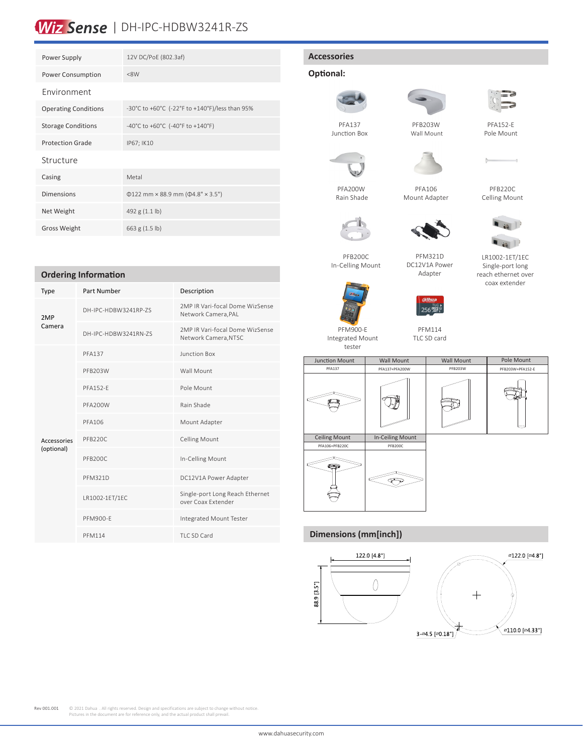# WizSense | DH-IPC-HDBW3241R-ZS

| | |
|---|---|
| Power Supply | 12V DC/PoE (802.3af) |
| Power Consumption | <8W |
| **Environment** | |
| Operating Conditions | -30°C to +60°C (-22°F to +140°F)/less than 95% |
| Storage Conditions | -40°C to +60°C (-40°F to +140°F) |
| Protection Grade | IP67; IK10 |
| **Structure** | |
| Casing | Metal |
| Dimensions | Φ122 mm × 88.9 mm (Φ4.8" × 3.5") |
| Net Weight | 492 g (1.1 lb) |
| Gross Weight | 663 g (1.5 lb) |

## Ordering Information

| Type | Part Number | Description |
|---|---|---|
| 2MP Camera | DH-IPC-HDBW3241RP-ZS | 2MP IR Vari-focal Dome WizSense Network Camera,PAL |
| | DH-IPC-HDBW3241RN-ZS | 2MP IR Vari-focal Dome WizSense Network Camera,NTSC |
| Accessories (optional) | PFA137 | Junction Box |
| | PFB203W | Wall Mount |
| | PFA152-E | Pole Mount |
| | PFA200W | Rain Shade |
| | PFA106 | Mount Adapter |
| | PFB220C | Celling Mount |
| | PFB200C | In-Celling Mount |
| | PFM321D | DC12V1A Power Adapter |
| | LR1002-1ET/1EC | Single-port Long Reach Ethernet over Coax Extender |
| | PFM900-E | Integrated Mount Tester |
| | PFM114 | TLC SD Card |

## Accessories

### Optional:

PFA137
Junction Box

PFB203W
Wall Mount

PFA152-E
Pole Mount

PFA200W
Rain Shade

PFA106
Mount Adapter

PFB220C
Celling Mount

PFB200C
In-Celling Mount

PFM321D
DC12V1A Power Adapter

LR1002-1ET/1EC
Single-port long reach ethernet over coax extender

PFM900-E
Integrated Mount tester

PFM114
TLC SD card

| Junction Mount | Wall Mount | Wall Mount | Pole Mount |
|---|---|---|---|
| PFA137 | PFA137+PFA200W | PFB203W | PFB203W+PFA152-E |

| Ceiling Mount | In-Ceiling Mount |
|---|---|
| PFA106+PFB220C | PFB200C |

## Dimensions (mm[inch])

122.0 [4.8"]
88.9 [3.5"]
⌀122.0 [⌀4.8"]
3-⌀4.5 [⌀0.18"]
⌀110.0 [⌀4.33"]

Rev 001.001 © 2021 Dahua . All rights reserved. Design and specifications are subject to change without notice.
Pictures in the document are for reference only, and the actual product shall prevail.

www.dahuasecurity.com